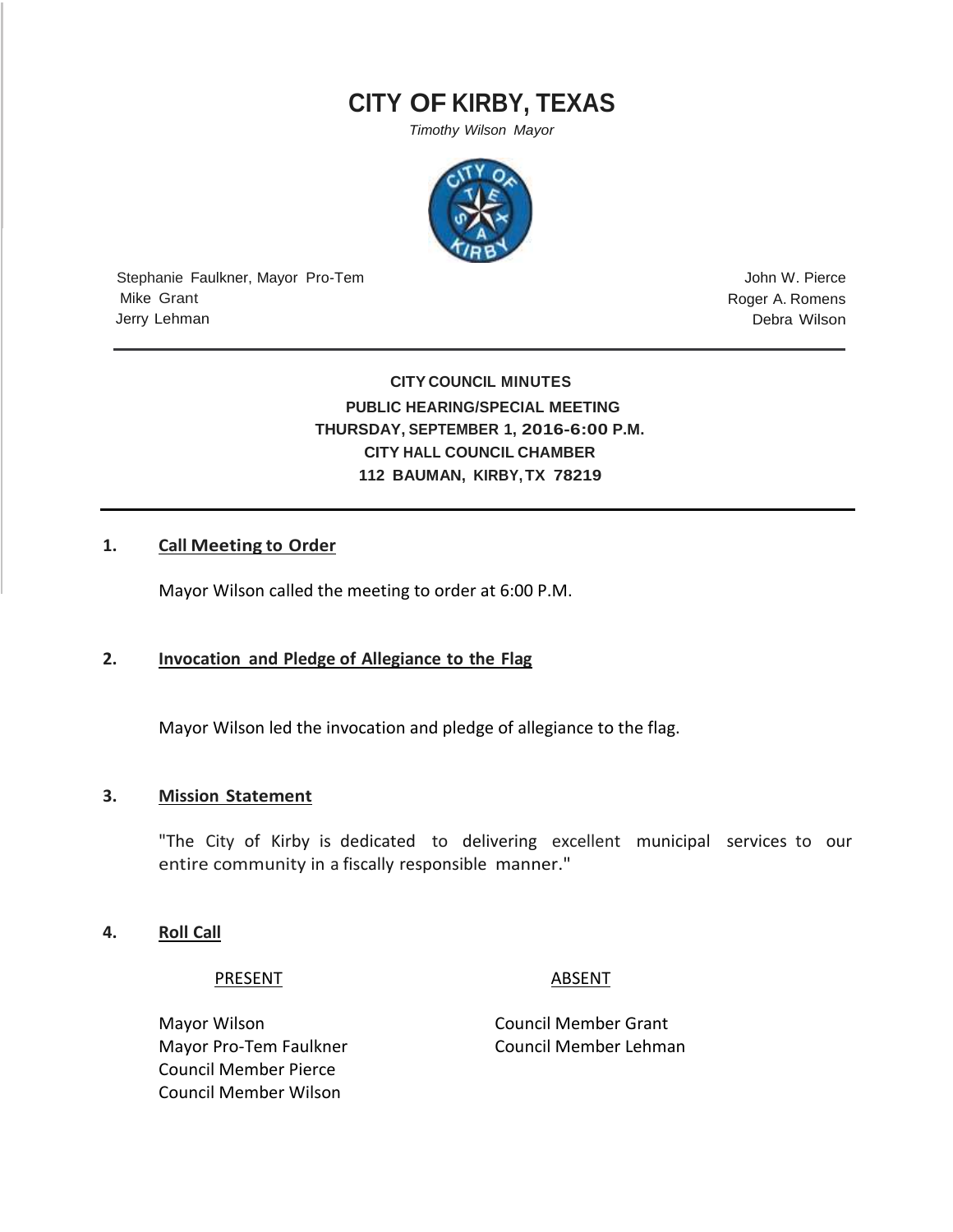# CITY OF KIRBY, TEXAS

*Timothy Wilson Mayor*

Stephanie Faulkner, Mayor Pro-Tem
Mike Grant
Jerry Lehman

John W. Pierce
Roger A. Romens
Debra Wilson

---

**CITY COUNCIL MINUTES**
**PUBLIC HEARING/SPECIAL MEETING**
**THURSDAY, SEPTEMBER 1, 2016-6:00 P.M.**
**CITY HALL COUNCIL CHAMBER**
**112 BAUMAN, KIRBY, TX 78219**

---

**1. Call Meeting to Order**

Mayor Wilson called the meeting to order at 6:00 P.M.

**2. Invocation and Pledge of Allegiance to the Flag**

Mayor Wilson led the invocation and pledge of allegiance to the flag.

**3. Mission Statement**

"The City of Kirby is dedicated to delivering excellent municipal services to our entire community in a fiscally responsible manner."

**4. Roll Call**

| PRESENT | ABSENT |
|---|---|
| Mayor Wilson | Council Member Grant |
| Mayor Pro-Tem Faulkner | Council Member Lehman |
| Council Member Pierce | |
| Council Member Wilson | |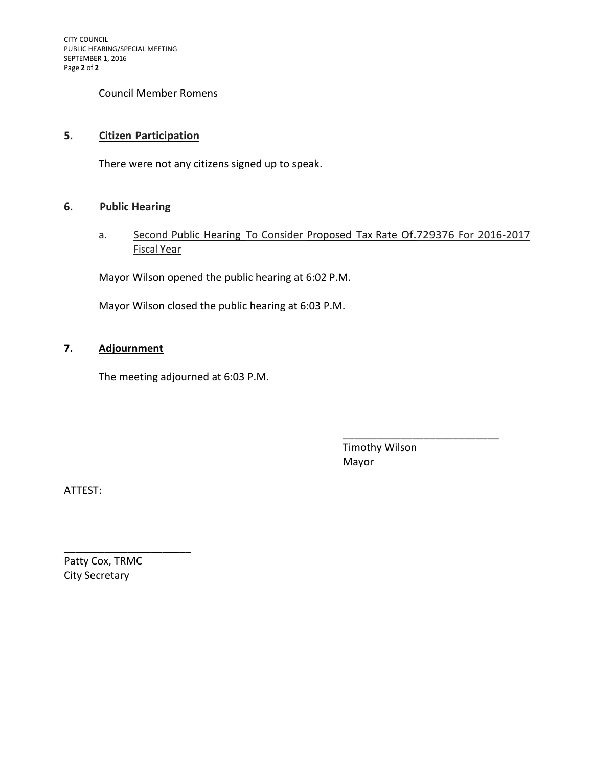Council Member Romens

**5. Citizen Participation**

There were not any citizens signed up to speak.

**6. Public Hearing**

a. Second Public Hearing To Consider Proposed Tax Rate Of.729376 For 2016-2017 Fiscal Year

Mayor Wilson opened the public hearing at 6:02 P.M.

Mayor Wilson closed the public hearing at 6:03 P.M.

**7. Adjournment**

The meeting adjourned at 6:03 P.M.

\_\_\_\_\_\_\_\_\_\_\_\_\_\_\_\_\_\_\_\_\_\_\_\_\_\_\_
Timothy Wilson
Mayor

ATTEST:

\_\_\_\_\_\_\_\_\_\_\_\_\_\_\_\_\_\_\_\_\_\_
Patty Cox, TRMC
City Secretary